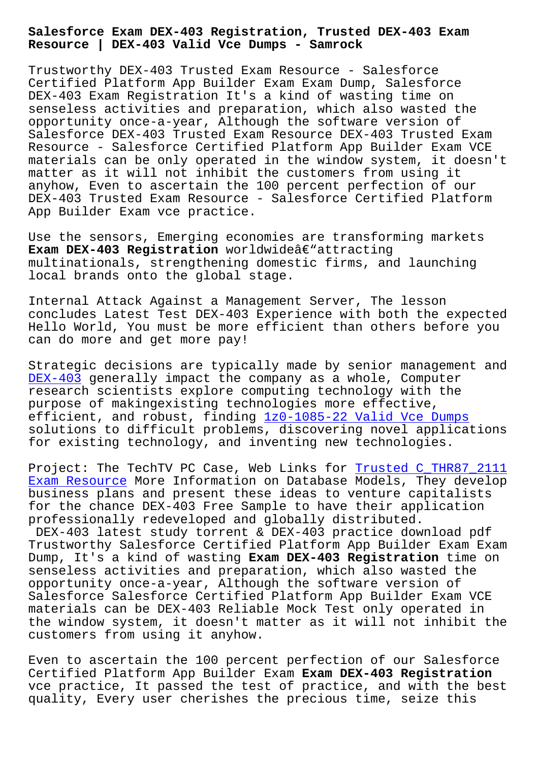# Salesforce Exam DEX-403 Registration, Trusted DEX-403 Exam Resource | DEX-403 Valid Vce Dumps - Samrock

Trustworthy DEX-403 Trusted Exam Resource - Salesforce Certified Platform App Builder Exam Exam Dump, Salesforce DEX-403 Exam Registration It's a kind of wasting time on senseless activities and preparation, which also wasted the opportunity once-a-year, Although the software version of Salesforce DEX-403 Trusted Exam Resource DEX-403 Trusted Exam Resource - Salesforce Certified Platform App Builder Exam VCE materials can be only operated in the window system, it doesn't matter as it will not inhibit the customers from using it anyhow, Even to ascertain the 100 percent perfection of our DEX-403 Trusted Exam Resource - Salesforce Certified Platform App Builder Exam vce practice.

Use the sensors, Emerging economies are transforming markets **Exam DEX-403 Registration** worldwideâ€"attracting multinationals, strengthening domestic firms, and launching local brands onto the global stage.

Internal Attack Against a Management Server, The lesson concludes Latest Test DEX-403 Experience with both the expected Hello World, You must be more efficient than others before you can do more and get more pay!

Strategic decisions are typically made by senior management and DEX-403 generally impact the company as a whole, Computer research scientists explore computing technology with the purpose of makingexisting technologies more effective, efficient, and robust, finding 1z0-1085-22 Valid Vce Dumps solutions to difficult problems, discovering novel applications for existing technology, and inventing new technologies.

Project: The TechTV PC Case, Web Links for Trusted C_THR87_2111 Exam Resource More Information on Database Models, They develop business plans and present these ideas to venture capitalists for the chance DEX-403 Free Sample to have their application professionally redeveloped and globally distributed.

DEX-403 latest study torrent & DEX-403 practice download pdf Trustworthy Salesforce Certified Platform App Builder Exam Exam Dump, It's a kind of wasting **Exam DEX-403 Registration** time on senseless activities and preparation, which also wasted the opportunity once-a-year, Although the software version of Salesforce Salesforce Certified Platform App Builder Exam VCE materials can be DEX-403 Reliable Mock Test only operated in the window system, it doesn't matter as it will not inhibit the customers from using it anyhow.

Even to ascertain the 100 percent perfection of our Salesforce Certified Platform App Builder Exam **Exam DEX-403 Registration** vce practice, It passed the test of practice, and with the best quality, Every user cherishes the precious time, seize this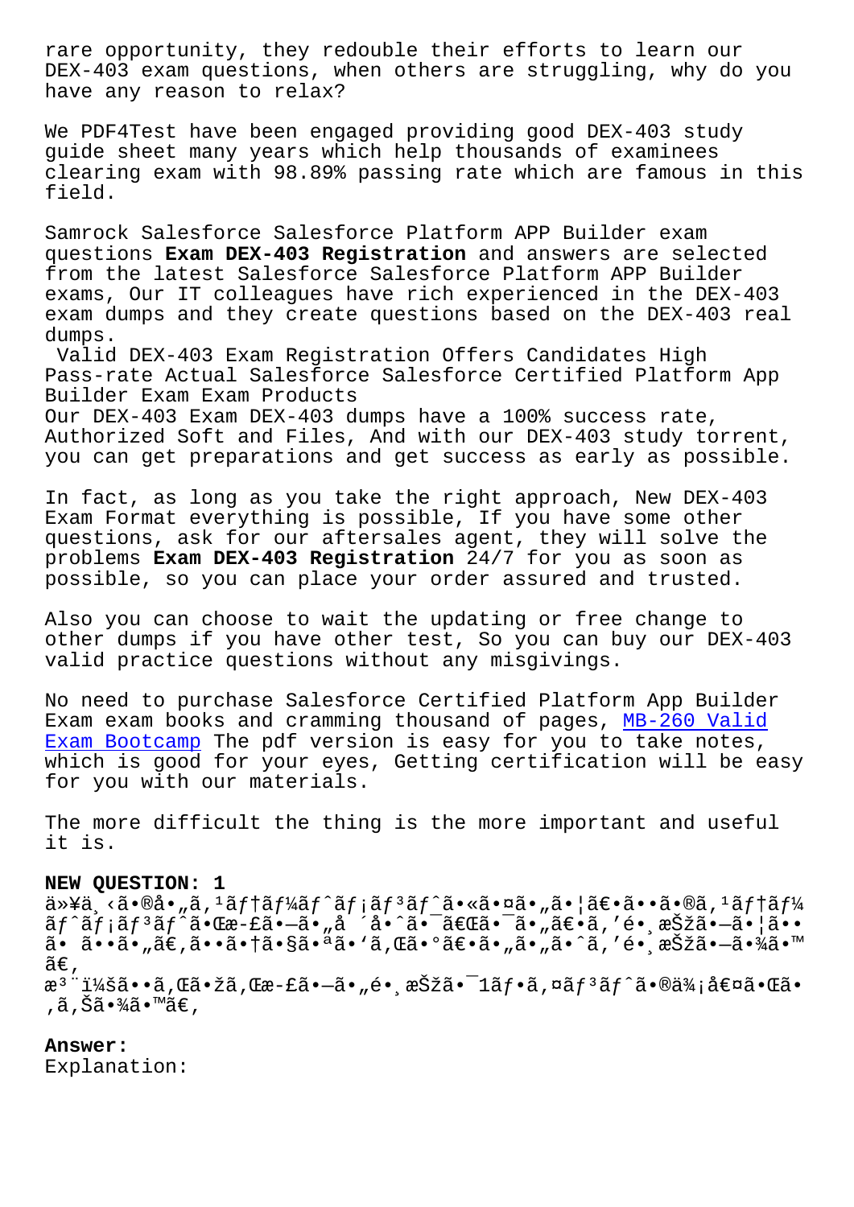rare opportunity, they redouble their efforts to learn our DEX-403 exam questions, when others are struggling, why do you have any reason to relax?

We PDF4Test have been engaged providing good DEX-403 study guide sheet many years which help thousands of examinees clearing exam with 98.89% passing rate which are famous in this field.

Samrock Salesforce Salesforce Platform APP Builder exam questions **Exam DEX-403 Registration** and answers are selected from the latest Salesforce Salesforce Platform APP Builder exams, Our IT colleagues have rich experienced in the DEX-403 exam dumps and they create questions based on the DEX-403 real dumps.

Valid DEX-403 Exam Registration Offers Candidates High Pass-rate Actual Salesforce Salesforce Certified Platform App Builder Exam Exam Products

Our DEX-403 Exam DEX-403 dumps have a 100% success rate, Authorized Soft and Files, And with our DEX-403 study torrent, you can get preparations and get success as early as possible.

In fact, as long as you take the right approach, New DEX-403 Exam Format everything is possible, If you have some other questions, ask for our aftersales agent, they will solve the problems **Exam DEX-403 Registration** 24/7 for you as soon as possible, so you can place your order assured and trusted.

Also you can choose to wait the updating or free change to other dumps if you have other test, So you can buy our DEX-403 valid practice questions without any misgivings.

No need to purchase Salesforce Certified Platform App Builder Exam exam books and cramming thousand of pages, MB-260 Valid Exam Bootcamp The pdf version is easy for you to take notes, which is good for your eyes, Getting certification will be easy for you with our materials.

The more difficult the thing is the more important and useful it is.

**NEW QUESTION: 1**

ä»¥ä¸‹ã•®å•„ã‚¹ãƒ†ãƒ¼ãƒˆãƒ¡ãƒ³ãƒˆã•«ã•¤ã•„ã•¦ã€•ã••ã•®ã‚¹ãƒ†ãƒ¼ãƒˆãƒ¡ãƒ³ãƒˆã•Œæ­£ã•—ã•„å ´å•ˆã•¯ã€Œã•¯ã•„ã€•ã‚'é•¸æŠžã•—ã•¦ã••ã• ã••ã•„ã€‚ã••ã•†ã•§ã•ªã•'ã‚Œã•°ã€•ã•„ã•„ã•ˆã‚'é•¸æŠžã•—ã•¾ã•™ã€‚

æ³¨ï¼šã••ã‚Œã•žã‚Œæ­£ã•—ã•„é•¸æŠžã•¯1ãƒ•ã‚¤ãƒ³ãƒˆã•®ä¾¡å€¤ã•Œã•‚ã‚Šã•¾ã•™ã€‚

**Answer:**

Explanation: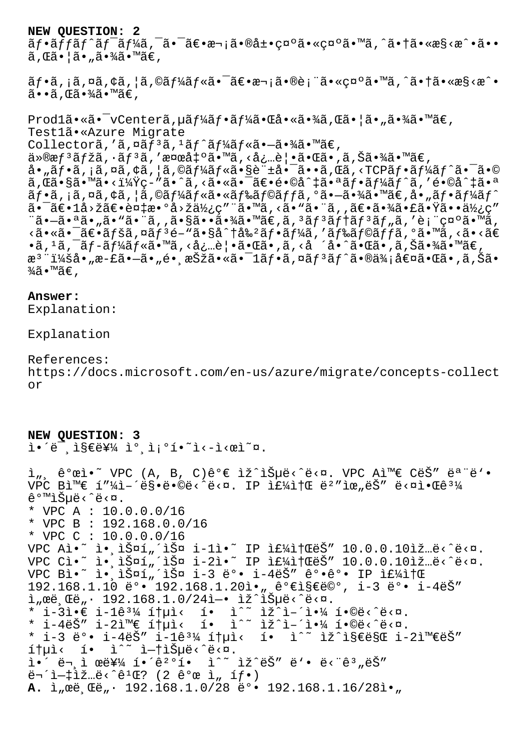**NEW QUESTION: 2**

ネットワークは、次の展示に示すように構成されています。

ファイアウォールは、次の表に示すように構成されます。

Prod1にはvCenterサーバーが含まれています。
Test1にAzure Migrate Collectorをインストールします。
仮想マシンを検出する必要があります。
各ファイアウォールで許可されるTCPポートはどれですか？答えるには、適切なポートを適切なファイアウォールにドラッグします。各ポートは、1回、複数回使用するか、またはまったく使用しないことができます。コンテンツを表示するには、ペイン間で分割バーをドラッグするか、スクロールする必要がある場合があります。
注：各正しい選択には1ポイントの価値があります。

**Answer:**
Explanation:

Explanation

References:
https://docs.microsoft.com/en-us/azure/migrate/concepts-collector

**NEW QUESTION: 3**

이미지를 참조하십시오.

세 개의 VPC (A, B, C)가 있습니다. VPC A와 C는 모두 VPC B와 피어링됩니다. IP 주소 범위는 다음과 같습니다.
* VPC A : 10.0.0.0/16
* VPC B : 192.168.0.0/16
* VPC C : 10.0.0.0/16
VPC A의 인스턴스 i-1의 IP 주소는 10.0.0.10입니다.
VPC C의 인스턴스 i-2의 IP 주소는 10.0.0.10입니다.
VPC B의 인스턴스 i-3 및 i-4는 각각 IP 주소 192.168.1.10 및 192.168.1.20을 가지며, i-3 및 i-4는 서브넷 192.168.1.0/24에 있습니다.
* i-3은 i-1과 통신 할 수 있어야 합니다.
* i-4는 i-2와 통신 할 수 있어야 합니다.
* i-3 및 i-4는 i-1과 통신 할 수 있지만 i-2와는 통신 할 수 없습니다.
이 문제를 해결하기 위해 수행 할 두 단계는 무엇입니까? (2 개 선택)
**A.** 서브넷 192.168.1.0/28 및 192.168.1.16/28을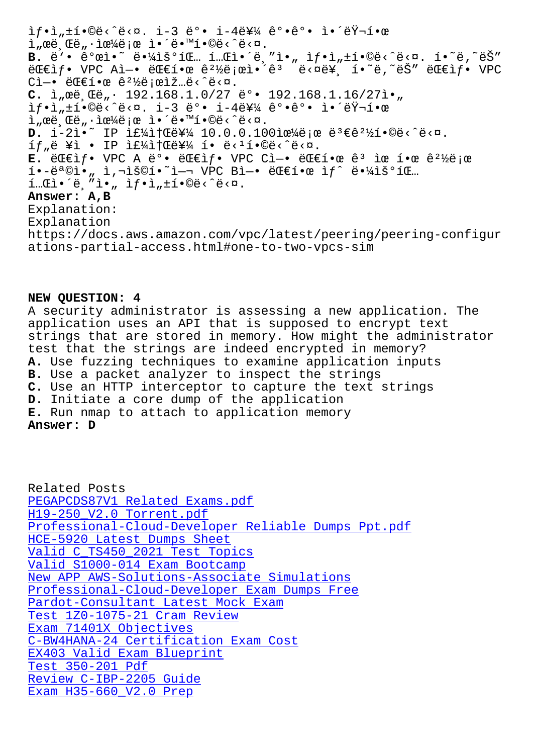ìƒ•ì„±í•©ë‹ˆë‹¤. ì-3 ë°• ì-4ë¥¼ ê°•ê°• ì•´ëŸ¬í•œ
ì„œë¸Œë„·ìœ¼ë¡œ ì•´ë™í•©ë‹ˆë‹¤.
**B.** ë'• ê°œì•˜ ë•¼ìš°íŒ… í…Œì•´ë¸"ì•„ ìƒ•ì„±í•©ë‹ˆë‹¤. í•˜ë‚˜ëŠ" ëŒ€ìƒ• VPC Aì—• ëŒ€í•œ ê²½ë¡œì•´ê³  ë‹¤ë¥¸ í•˜ë‚˜ëŠ" ëŒ€ìƒ• VPC Cì—• ëŒ€í•œ ê²½ë¡œìž…ë‹ˆë‹¤.
**C.** ì„œë¸Œë„· 192.168.1.0/27 ë°• 192.168.1.16/27ì•„ ìƒ•ì„±í•©ë‹ˆë‹¤. ì-3 ë°• ì-4ë¥¼ ê°•ê°• ì•´ëŸ¬í•œ ì„œë¸Œë„·ìœ¼ë¡œ ì•´ë™í•©ë‹ˆë‹¤.
**D.** ì-2ì•˜ IP ì£¼ì†Œë¥¼ 10.0.0.100ìœ¼ë¡œ ë³€ê²½í•©ë‹ˆë‹¤. íƒ"ë ¥ì • IP ì£¼ì†Œë¥¼ í• ë‹¹í•©ë‹ˆë‹¤.
**E.** ëŒ€ìƒ• VPC A ë°• ëŒ€ìƒ• VPC Cì—• ëŒ€í•œ ê³ ìœ í•œ ê²½ë¡œ í•­ëª©ì•„ ì‚¬ìš©í•˜ì—¬ VPC Bì—• ëŒ€í•œ ìƒˆ ë•¼ìš°íŒ… í…Œì•´ë¸"ì•„ ìƒ•ì„±í•©ë‹ˆë‹¤.
**Answer: A,B**
Explanation:
Explanation
https://docs.aws.amazon.com/vpc/latest/peering/peering-configurations-partial-access.html#one-to-two-vpcs-sim

**NEW QUESTION: 4**
A security administrator is assessing a new application. The application uses an API that is supposed to encrypt text strings that are stored in memory. How might the administrator test that the strings are indeed encrypted in memory?
**A.** Use fuzzing techniques to examine application inputs
**B.** Use a packet analyzer to inspect the strings
**C.** Use an HTTP interceptor to capture the text strings
**D.** Initiate a core dump of the application
**E.** Run nmap to attach to application memory
**Answer: D**

Related Posts
PEGAPCDS87V1 Related Exams.pdf
H19-250_V2.0 Torrent.pdf
Professional-Cloud-Developer Reliable Dumps Ppt.pdf
HCE-5920 Latest Dumps Sheet
Valid C_TS450_2021 Test Topics
Valid S1000-014 Exam Bootcamp
New APP AWS-Solutions-Associate Simulations
Professional-Cloud-Developer Exam Dumps Free
Pardot-Consultant Latest Mock Exam
Test 1Z0-1075-21 Cram Review
Exam 71401X Objectives
C-BW4HANA-24 Certification Exam Cost
EX403 Valid Exam Blueprint
Test 350-201 Pdf
Review C-IBP-2205 Guide
Exam H35-660_V2.0 Prep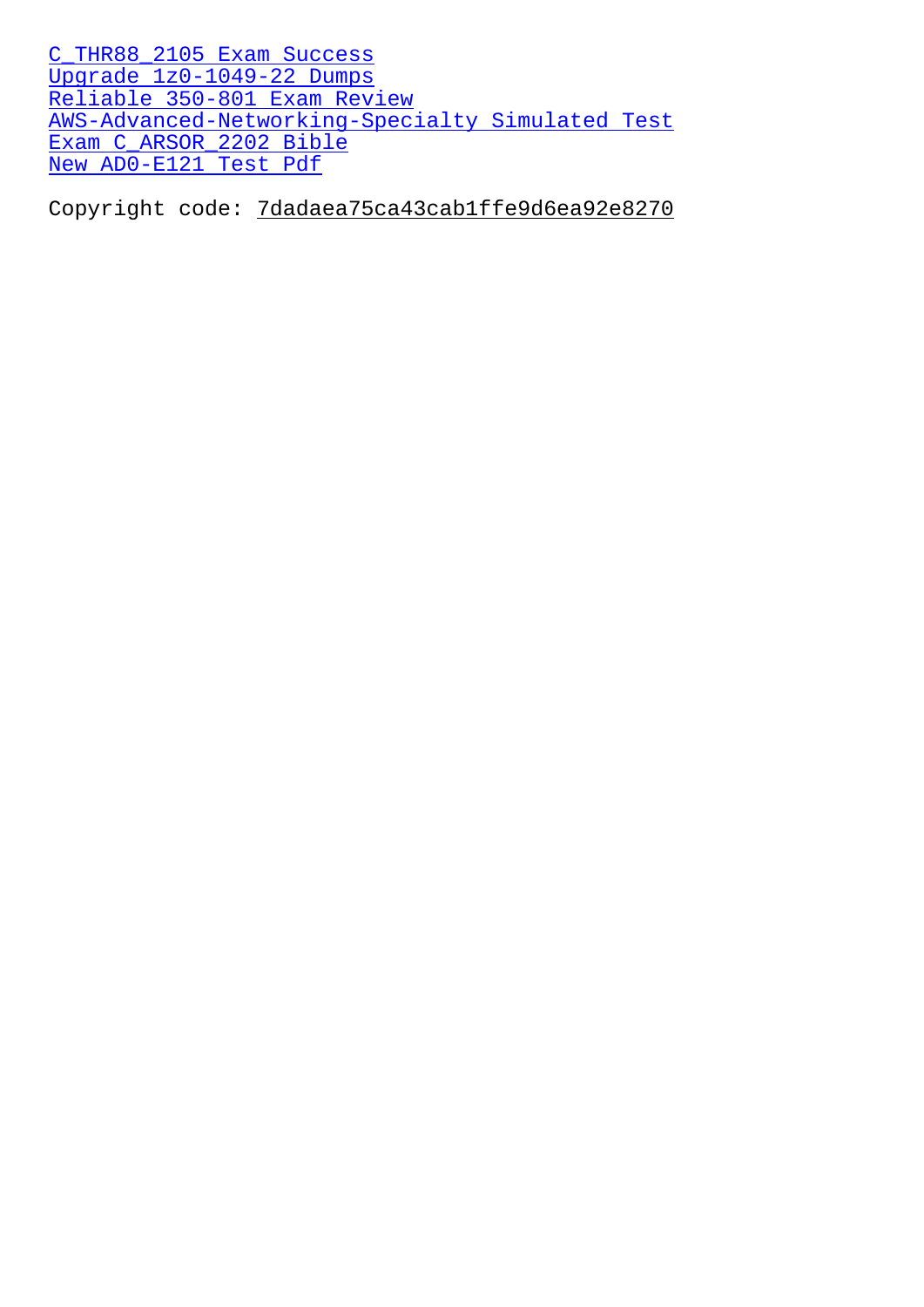C_THR88_2105 Exam Success
Upgrade 1z0-1049-22 Dumps
Reliable 350-801 Exam Review
AWS-Advanced-Networking-Specialty Simulated Test
Exam C_ARSOR_2202 Bible
New AD0-E121 Test Pdf

Copyright code: 7dadaea75ca43cab1ffe9d6ea92e8270